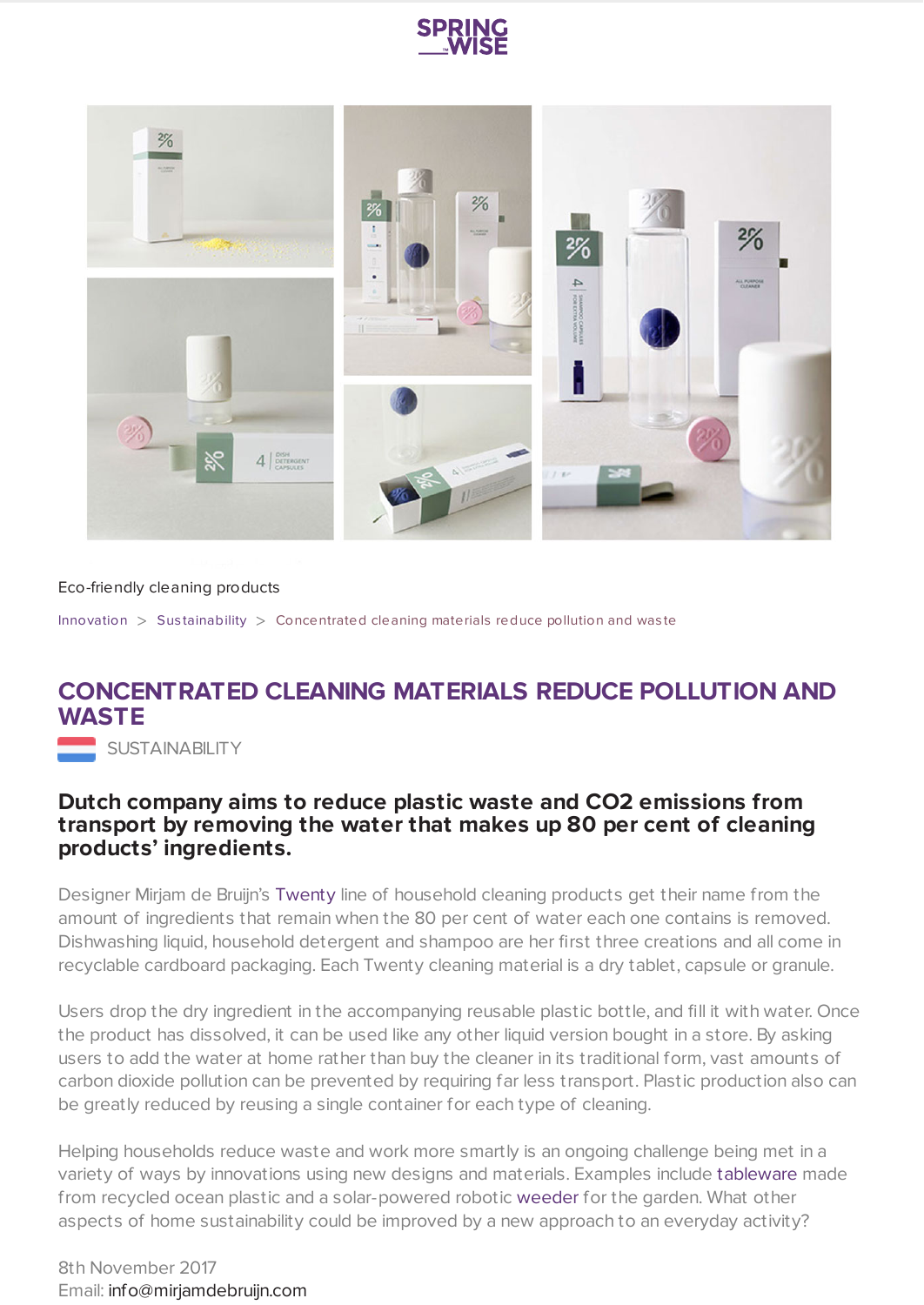Eco-friendly cleaning products

Innovation > Sustainability > Concentrated cleaning materials reduce pollution and waste

# CONCENTRATED CLEANING MATERIALS REDUCE POLLUTION AND WASTE

SUSTAINABILITY

**Dutch company aims to reduce plastic waste and CO2 emissions from transport by removing the water that makes up 80 per cent of cleaning products' ingredients.**

Designer Mirjam de Bruijn's Twenty line of household cleaning products get their name from the amount of ingredients that remain when the 80 per cent of water each one contains is removed. Dishwashing liquid, household detergent and shampoo are her first three creations and all come in recyclable cardboard packaging. Each Twenty cleaning material is a dry tablet, capsule or granule.

Users drop the dry ingredient in the accompanying reusable plastic bottle, and fill it with water. Once the product has dissolved, it can be used like any other liquid version bought in a store. By asking users to add the water at home rather than buy the cleaner in its traditional form, vast amounts of carbon dioxide pollution can be prevented by requiring far less transport. Plastic production also can be greatly reduced by reusing a single container for each type of cleaning.

Helping households reduce waste and work more smartly is an ongoing challenge being met in a variety of ways by innovations using new designs and materials. Examples include tableware made from recycled ocean plastic and a solar-powered robotic weeder for the garden. What other aspects of home sustainability could be improved by a new approach to an everyday activity?

8th November 2017
Email: info@mirjamdebruijn.com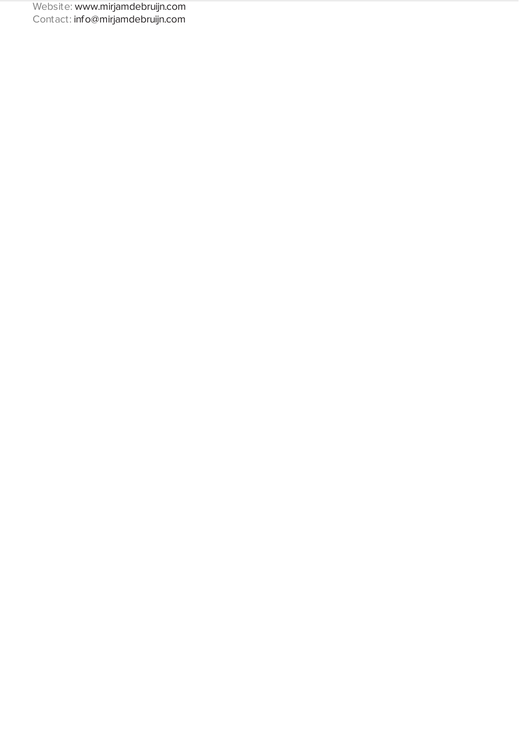Website: www.mirjamdebruijn.com
Contact: info@mirjamdebruijn.com